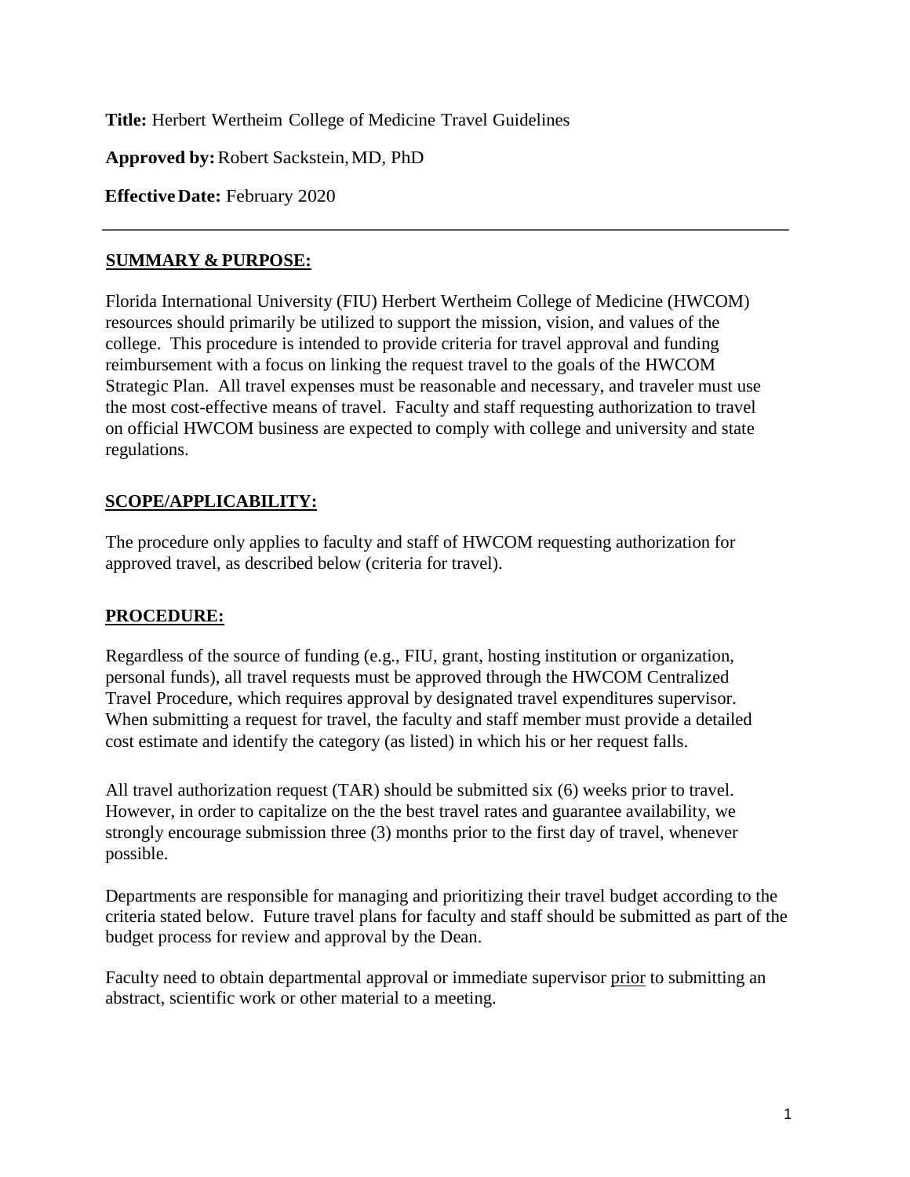**Title:** Herbert Wertheim College of Medicine Travel Guidelines

**Approved by:** Robert Sackstein, MD, PhD

**Effective Date:** February 2020

---

## SUMMARY & PURPOSE:

Florida International University (FIU) Herbert Wertheim College of Medicine (HWCOM) resources should primarily be utilized to support the mission, vision, and values of the college. This procedure is intended to provide criteria for travel approval and funding reimbursement with a focus on linking the request travel to the goals of the HWCOM Strategic Plan. All travel expenses must be reasonable and necessary, and traveler must use the most cost-effective means of travel. Faculty and staff requesting authorization to travel on official HWCOM business are expected to comply with college and university and state regulations.

## SCOPE/APPLICABILITY:

The procedure only applies to faculty and staff of HWCOM requesting authorization for approved travel, as described below (criteria for travel).

## PROCEDURE:

Regardless of the source of funding (e.g., FIU, grant, hosting institution or organization, personal funds), all travel requests must be approved through the HWCOM Centralized Travel Procedure, which requires approval by designated travel expenditures supervisor. When submitting a request for travel, the faculty and staff member must provide a detailed cost estimate and identify the category (as listed) in which his or her request falls.

All travel authorization request (TAR) should be submitted six (6) weeks prior to travel. However, in order to capitalize on the the best travel rates and guarantee availability, we strongly encourage submission three (3) months prior to the first day of travel, whenever possible.

Departments are responsible for managing and prioritizing their travel budget according to the criteria stated below. Future travel plans for faculty and staff should be submitted as part of the budget process for review and approval by the Dean.

Faculty need to obtain departmental approval or immediate supervisor <u>prior</u> to submitting an abstract, scientific work or other material to a meeting.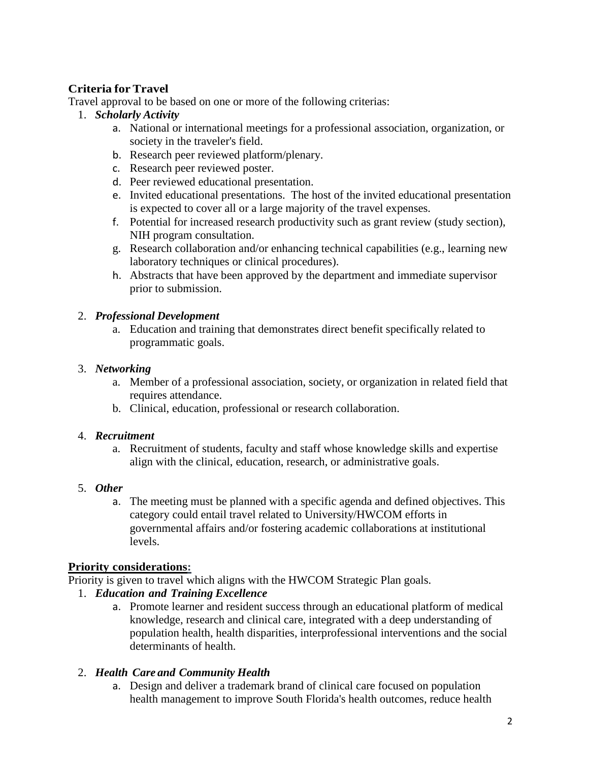**Criteria for Travel**

Travel approval to be based on one or more of the following criterias:

1. ***Scholarly Activity***
    a. National or international meetings for a professional association, organization, or society in the traveler's field.
    b. Research peer reviewed platform/plenary.
    c. Research peer reviewed poster.
    d. Peer reviewed educational presentation.
    e. Invited educational presentations. The host of the invited educational presentation is expected to cover all or a large majority of the travel expenses.
    f. Potential for increased research productivity such as grant review (study section), NIH program consultation.
    g. Research collaboration and/or enhancing technical capabilities (e.g., learning new laboratory techniques or clinical procedures).
    h. Abstracts that have been approved by the department and immediate supervisor prior to submission.

2. ***Professional Development***
    a. Education and training that demonstrates direct benefit specifically related to programmatic goals.

3. ***Networking***
    a. Member of a professional association, society, or organization in related field that requires attendance.
    b. Clinical, education, professional or research collaboration.

4. ***Recruitment***
    a. Recruitment of students, faculty and staff whose knowledge skills and expertise align with the clinical, education, research, or administrative goals.

5. ***Other***
    a. The meeting must be planned with a specific agenda and defined objectives. This category could entail travel related to University/HWCOM efforts in governmental affairs and/or fostering academic collaborations at institutional levels.

**Priority considerations:**

Priority is given to travel which aligns with the HWCOM Strategic Plan goals.

1. ***Education and Training Excellence***
    a. Promote learner and resident success through an educational platform of medical knowledge, research and clinical care, integrated with a deep understanding of population health, health disparities, interprofessional interventions and the social determinants of health.

2. ***Health Care and Community Health***
    a. Design and deliver a trademark brand of clinical care focused on population health management to improve South Florida's health outcomes, reduce health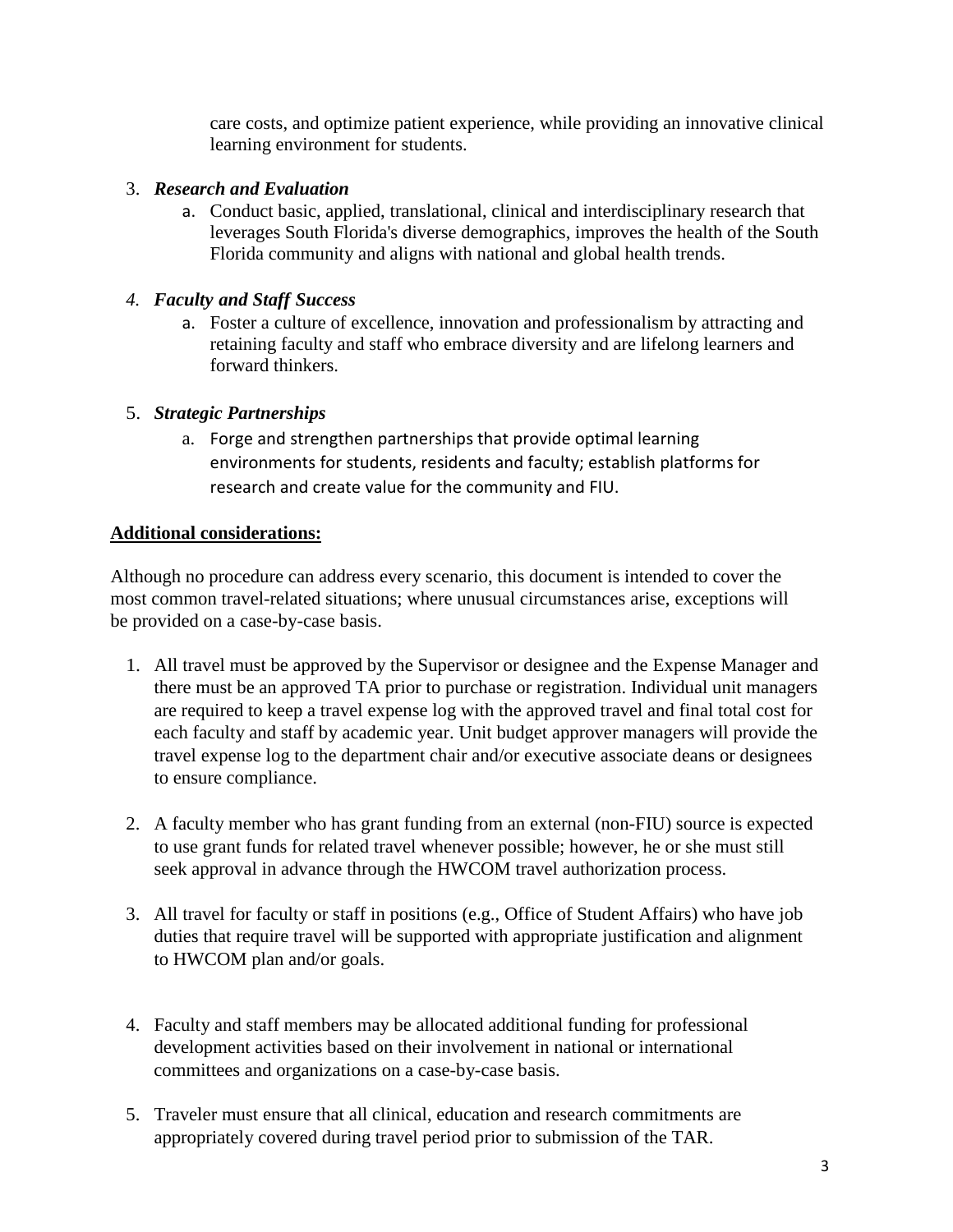care costs, and optimize patient experience, while providing an innovative clinical learning environment for students.

3. ***Research and Evaluation***
    a. Conduct basic, applied, translational, clinical and interdisciplinary research that leverages South Florida's diverse demographics, improves the health of the South Florida community and aligns with national and global health trends.

4. ***Faculty and Staff Success***
    a. Foster a culture of excellence, innovation and professionalism by attracting and retaining faculty and staff who embrace diversity and are lifelong learners and forward thinkers.

5. ***Strategic Partnerships***
    a. Forge and strengthen partnerships that provide optimal learning environments for students, residents and faculty; establish platforms for research and create value for the community and FIU.

**Additional considerations:**

Although no procedure can address every scenario, this document is intended to cover the most common travel-related situations; where unusual circumstances arise, exceptions will be provided on a case-by-case basis.

1. All travel must be approved by the Supervisor or designee and the Expense Manager and there must be an approved TA prior to purchase or registration. Individual unit managers are required to keep a travel expense log with the approved travel and final total cost for each faculty and staff by academic year. Unit budget approver managers will provide the travel expense log to the department chair and/or executive associate deans or designees to ensure compliance.

2. A faculty member who has grant funding from an external (non-FIU) source is expected to use grant funds for related travel whenever possible; however, he or she must still seek approval in advance through the HWCOM travel authorization process.

3. All travel for faculty or staff in positions (e.g., Office of Student Affairs) who have job duties that require travel will be supported with appropriate justification and alignment to HWCOM plan and/or goals.

4. Faculty and staff members may be allocated additional funding for professional development activities based on their involvement in national or international committees and organizations on a case-by-case basis.

5. Traveler must ensure that all clinical, education and research commitments are appropriately covered during travel period prior to submission of the TAR.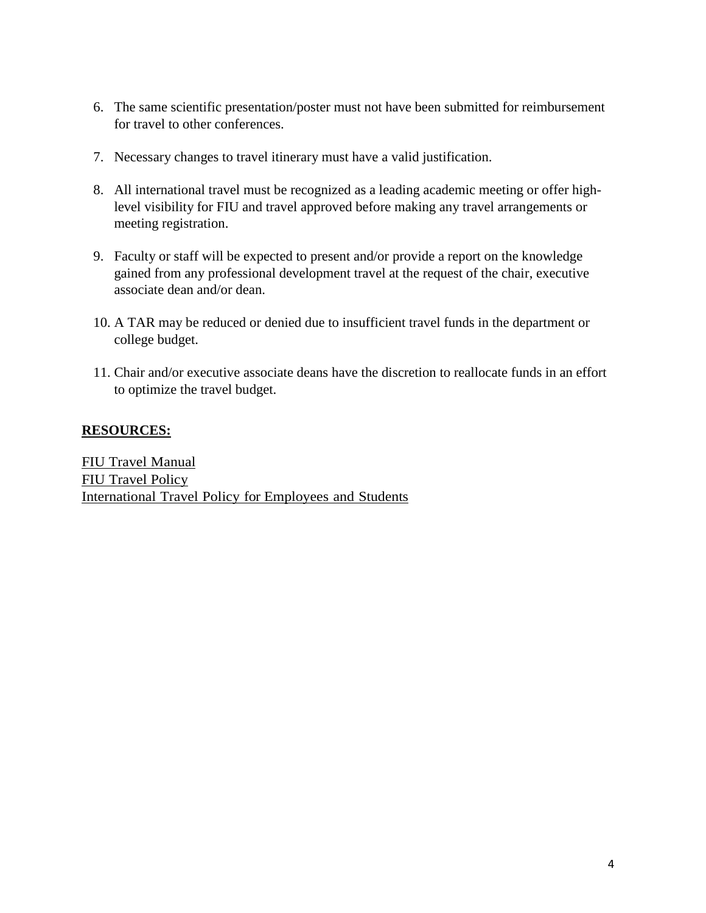6. The same scientific presentation/poster must not have been submitted for reimbursement for travel to other conferences.

7. Necessary changes to travel itinerary must have a valid justification.

8. All international travel must be recognized as a leading academic meeting or offer high-level visibility for FIU and travel approved before making any travel arrangements or meeting registration.

9. Faculty or staff will be expected to present and/or provide a report on the knowledge gained from any professional development travel at the request of the chair, executive associate dean and/or dean.

10. A TAR may be reduced or denied due to insufficient travel funds in the department or college budget.

11. Chair and/or executive associate deans have the discretion to reallocate funds in an effort to optimize the travel budget.

**RESOURCES:**

FIU Travel Manual
FIU Travel Policy
International Travel Policy for Employees and Students